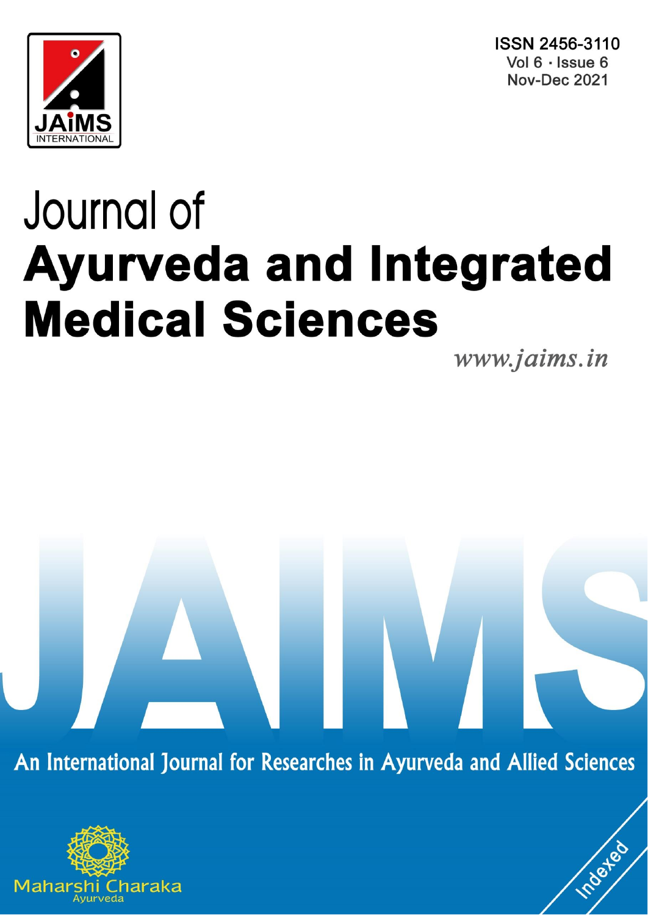JAiMS INTERNATIONAL

ISSN 2456-3110
Vol 6 · Issue 6
Nov-Dec 2021

# Journal of
# Ayurveda and Integrated Medical Sciences

*www.jaims.in*

JAIMS

An International Journal for Researches in Ayurveda and Allied Sciences

Maharshi Charaka
Ayurveda

Indexed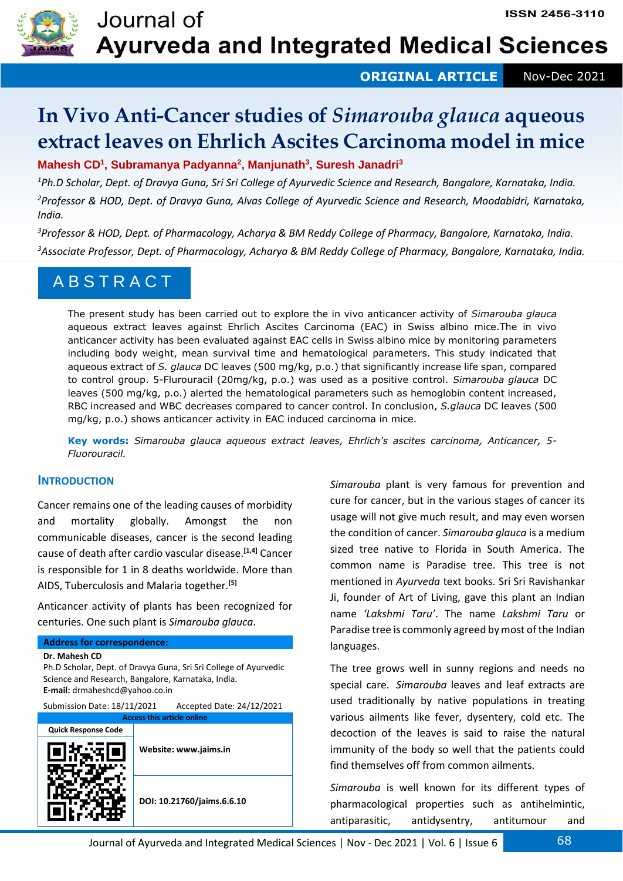# In Vivo Anti-Cancer studies of *Simarouba glauca* aqueous extract leaves on Ehrlich Ascites Carcinoma model in mice

**Mahesh CD[1], Subramanya Padyanna[2], Manjunath[3], Suresh Janadri[3]**

[1]Ph.D Scholar, Dept. of Dravya Guna, Sri Sri College of Ayurvedic Science and Research, Bangalore, Karnataka, India.

[2]Professor & HOD, Dept. of Dravya Guna, Alvas College of Ayurvedic Science and Research, Moodabidri, Karnataka, India.

[3]Professor & HOD, Dept. of Pharmacology, Acharya & BM Reddy College of Pharmacy, Bangalore, Karnataka, India.

[3]Associate Professor, Dept. of Pharmacology, Acharya & BM Reddy College of Pharmacy, Bangalore, Karnataka, India.

## ABSTRACT

The present study has been carried out to explore the in vivo anticancer activity of *Simarouba glauca* aqueous extract leaves against Ehrlich Ascites Carcinoma (EAC) in Swiss albino mice.The in vivo anticancer activity has been evaluated against EAC cells in Swiss albino mice by monitoring parameters including body weight, mean survival time and hematological parameters. This study indicated that aqueous extract of *S. glauca* DC leaves (500 mg/kg, p.o.) that significantly increase life span, compared to control group. 5-Flurouracil (20mg/kg, p.o.) was used as a positive control. *Simarouba glauca* DC leaves (500 mg/kg, p.o.) alterted the hematological parameters such as hemoglobin content increased, RBC increased and WBC decreases compared to cancer control. In conclusion, *S.glauca* DC leaves (500 mg/kg, p.o.) shows anticancer activity in EAC induced carcinoma in mice.

**Key words:** *Simarouba glauca aqueous extract leaves, Ehrlich's ascites carcinoma, Anticancer, 5-Fluorouracil.*

## INTRODUCTION

Cancer remains one of the leading causes of morbidity and mortality globally. Amongst the non communicable diseases, cancer is the second leading cause of death after cardio vascular disease.[1,4] Cancer is responsible for 1 in 8 deaths worldwide. More than AIDS, Tuberculosis and Malaria together.[5]

Anticancer activity of plants has been recognized for centuries. One such plant is *Simarouba glauca*.

*Simarouba* plant is very famous for prevention and cure for cancer, but in the various stages of cancer its usage will not give much result, and may even worsen the condition of cancer. *Simarouba glauca* is a medium sized tree native to Florida in South America. The common name is Paradise tree. This tree is not mentioned in *Ayurveda* text books. Sri Sri Ravishankar Ji, founder of Art of Living, gave this plant an Indian name *'Lakshmi Taru'*. The name *Lakshmi Taru* or Paradise tree is commonly agreed by most of the Indian languages.

The tree grows well in sunny regions and needs no special care. *Simarouba* leaves and leaf extracts are used traditionally by native populations in treating various ailments like fever, dysentery, cold etc. The decoction of the leaves is said to raise the natural immunity of the body so well that the patients could find themselves off from common ailments.

*Simarouba* is well known for its different types of pharmacological properties such as antihelmintic, antiparasitic, antidysentry, antitumour and

**Address for correspondence:**

**Dr. Mahesh CD**
Ph.D Scholar, Dept. of Dravya Guna, Sri Sri College of Ayurvedic Science and Research, Bangalore, Karnataka, India.
**E-mail:** drmaheshcd@yahoo.co.in

Submission Date: 18/11/2021 Accepted Date: 24/12/2021

| Access this article online | |
|---|---|
| Quick Response Code | |
| | Website: www.jaims.in |
| | DOI: 10.21760/jaims.6.6.10 |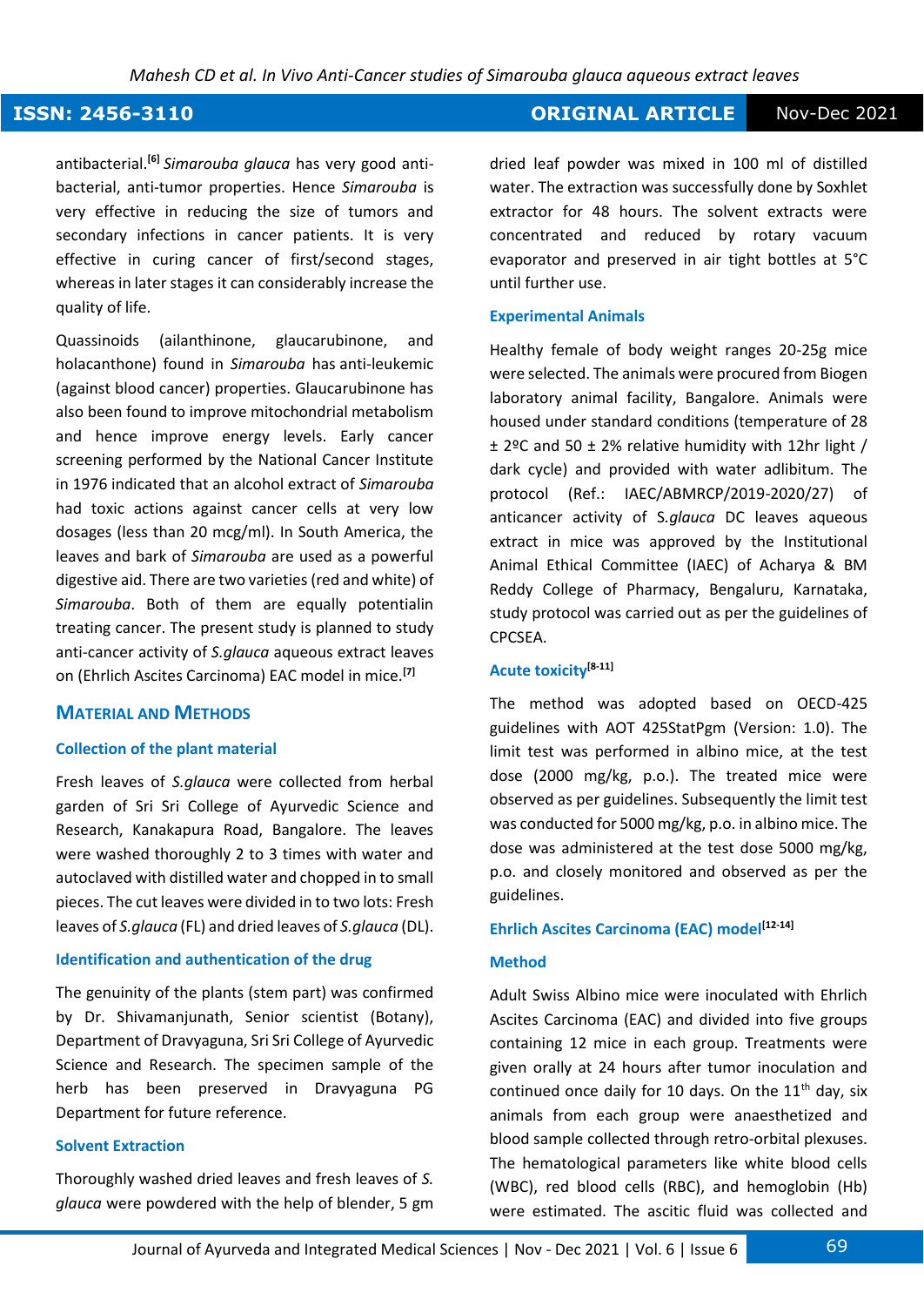antibacterial.[6] *Simarouba glauca* has very good anti-bacterial, anti-tumor properties. Hence *Simarouba* is very effective in reducing the size of tumors and secondary infections in cancer patients. It is very effective in curing cancer of first/second stages, whereas in later stages it can considerably increase the quality of life.

Quassinoids (ailanthinone, glaucarubinone, and holacanthone) found in *Simarouba* has anti-leukemic (against blood cancer) properties. Glaucarubinone has also been found to improve mitochondrial metabolism and hence improve energy levels. Early cancer screening performed by the National Cancer Institute in 1976 indicated that an alcohol extract of *Simarouba* had toxic actions against cancer cells at very low dosages (less than 20 mcg/ml). In South America, the leaves and bark of *Simarouba* are used as a powerful digestive aid. There are two varieties (red and white) of *Simarouba*. Both of them are equally potentialin treating cancer. The present study is planned to study anti-cancer activity of *S.glauca* aqueous extract leaves on (Ehrlich Ascites Carcinoma) EAC model in mice.[7]

## MATERIAL AND METHODS

### Collection of the plant material

Fresh leaves of *S.glauca* were collected from herbal garden of Sri Sri College of Ayurvedic Science and Research, Kanakapura Road, Bangalore. The leaves were washed thoroughly 2 to 3 times with water and autoclaved with distilled water and chopped in to small pieces. The cut leaves were divided in to two lots: Fresh leaves of *S.glauca* (FL) and dried leaves of *S.glauca* (DL).

### Identification and authentication of the drug

The genuinity of the plants (stem part) was confirmed by Dr. Shivamanjunath, Senior scientist (Botany), Department of Dravyaguna, Sri Sri College of Ayurvedic Science and Research. The specimen sample of the herb has been preserved in Dravyaguna PG Department for future reference.

### Solvent Extraction

Thoroughly washed dried leaves and fresh leaves of *S. glauca* were powdered with the help of blender, 5 gm dried leaf powder was mixed in 100 ml of distilled water. The extraction was successfully done by Soxhlet extractor for 48 hours. The solvent extracts were concentrated and reduced by rotary vacuum evaporator and preserved in air tight bottles at 5°C until further use.

### Experimental Animals

Healthy female of body weight ranges 20-25g mice were selected. The animals were procured from Biogen laboratory animal facility, Bangalore. Animals were housed under standard conditions (temperature of 28 ± 2ºC and 50 ± 2% relative humidity with 12hr light / dark cycle) and provided with water adlibitum. The protocol (Ref.: IAEC/ABMRCP/2019-2020/27) of anticancer activity of S.*glauca* DC leaves aqueous extract in mice was approved by the Institutional Animal Ethical Committee (IAEC) of Acharya & BM Reddy College of Pharmacy, Bengaluru, Karnataka, study protocol was carried out as per the guidelines of CPCSEA.

### Acute toxicity[8-11]

The method was adopted based on OECD-425 guidelines with AOT 425StatPgm (Version: 1.0). The limit test was performed in albino mice, at the test dose (2000 mg/kg, p.o.). The treated mice were observed as per guidelines. Subsequently the limit test was conducted for 5000 mg/kg, p.o. in albino mice. The dose was administered at the test dose 5000 mg/kg, p.o. and closely monitored and observed as per the guidelines.

### Ehrlich Ascites Carcinoma (EAC) model[12-14]

### Method

Adult Swiss Albino mice were inoculated with Ehrlich Ascites Carcinoma (EAC) and divided into five groups containing 12 mice in each group. Treatments were given orally at 24 hours after tumor inoculation and continued once daily for 10 days. On the $11^{th}$ day, six animals from each group were anaesthetized and blood sample collected through retro-orbital plexuses. The hematological parameters like white blood cells (WBC), red blood cells (RBC), and hemoglobin (Hb) were estimated. The ascitic fluid was collected and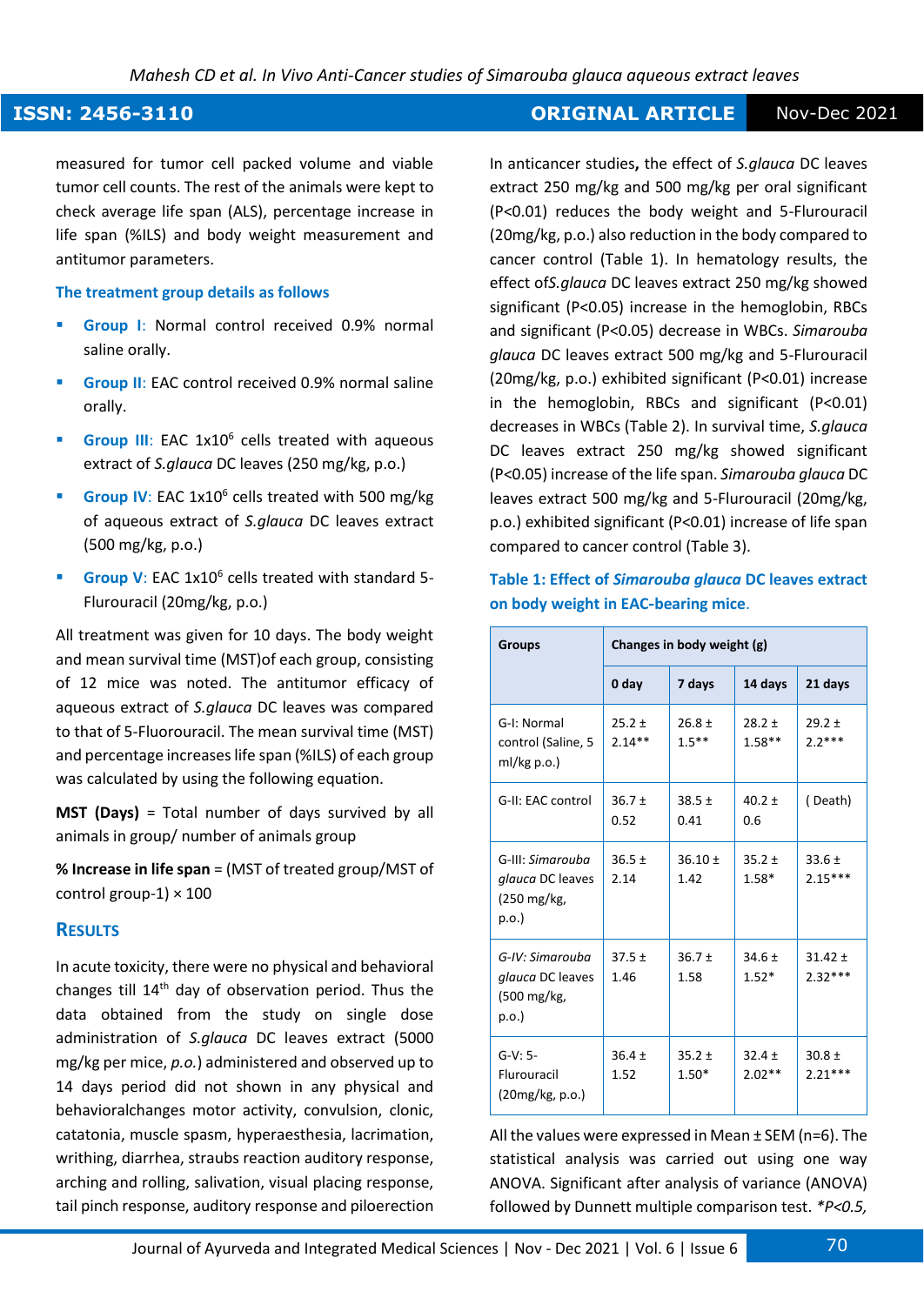measured for tumor cell packed volume and viable tumor cell counts. The rest of the animals were kept to check average life span (ALS), percentage increase in life span (%ILS) and body weight measurement and antitumor parameters.

### The treatment group details as follows

- **Group I**: Normal control received 0.9% normal saline orally.
- **Group II**: EAC control received 0.9% normal saline orally.
- **Group III**: EAC $1x10^6$ cells treated with aqueous extract of *S.glauca* DC leaves (250 mg/kg, p.o.)
- **Group IV**: EAC $1x10^6$ cells treated with 500 mg/kg of aqueous extract of *S.glauca* DC leaves extract (500 mg/kg, p.o.)
- **Group V**: EAC $1x10^6$ cells treated with standard 5-Flurouracil (20mg/kg, p.o.)

All treatment was given for 10 days. The body weight and mean survival time (MST)of each group, consisting of 12 mice was noted. The antitumor efficacy of aqueous extract of *S.glauca* DC leaves was compared to that of 5-Fluorouracil. The mean survival time (MST) and percentage increases life span (%ILS) of each group was calculated by using the following equation.

**MST (Days)** = Total number of days survived by all animals in group/ number of animals group

**% Increase in life span** = (MST of treated group/MST of control group-1) × 100

## Results

In acute toxicity, there were no physical and behavioral changes till 14th day of observation period. Thus the data obtained from the study on single dose administration of *S.glauca* DC leaves extract (5000 mg/kg per mice, *p.o.*) administered and observed up to 14 days period did not shown in any physical and behavioralchanges motor activity, convulsion, clonic, catatonia, muscle spasm, hyperaesthesia, lacrimation, writhing, diarrhea, straubs reaction auditory response, arching and rolling, salivation, visual placing response, tail pinch response, auditory response and piloerection

In anticancer studies**,** the effect of *S.glauca* DC leaves extract 250 mg/kg and 500 mg/kg per oral significant (P<0.01) reduces the body weight and 5-Flurouracil (20mg/kg, p.o.) also reduction in the body compared to cancer control (Table 1). In hematology results, the effect of*S.glauca* DC leaves extract 250 mg/kg showed significant (P<0.05) increase in the hemoglobin, RBCs and significant (P<0.05) decrease in WBCs. *Simarouba glauca* DC leaves extract 500 mg/kg and 5-Flurouracil (20mg/kg, p.o.) exhibited significant (P<0.01) increase in the hemoglobin, RBCs and significant (P<0.01) decreases in WBCs (Table 2). In survival time, *S.glauca* DC leaves extract 250 mg/kg showed significant (P<0.05) increase of the life span. *Simarouba glauca* DC leaves extract 500 mg/kg and 5-Flurouracil (20mg/kg, p.o.) exhibited significant (P<0.01) increase of life span compared to cancer control (Table 3).

**Table 1: Effect of *Simarouba glauca* DC leaves extract on body weight in EAC-bearing mice.**

| Groups | Changes in body weight (g) | | | |
|---|---|---|---|---|
| | 0 day | 7 days | 14 days | 21 days |
| G-I: Normal control (Saline, 5 ml/kg p.o.) | 25.2 ± 2.14** | 26.8 ± 1.5** | 28.2 ± 1.58** | 29.2 ± 2.2*** |
| G-II: EAC control | 36.7 ± 0.52 | 38.5 ± 0.41 | 40.2 ± 0.6 | ( Death) |
| G-III: *Simarouba glauca* DC leaves (250 mg/kg, p.o.) | 36.5 ± 2.14 | 36.10 ± 1.42 | 35.2 ± 1.58* | 33.6 ± 2.15*** |
| *G-IV: Simarouba glauca* DC leaves (500 mg/kg, p.o.) | 37.5 ± 1.46 | 36.7 ± 1.58 | 34.6 ± 1.52* | 31.42 ± 2.32*** |
| G-V: 5-Flurouracil (20mg/kg, p.o.) | 36.4 ± 1.52 | 35.2 ± 1.50* | 32.4 ± 2.02** | 30.8 ± 2.21*** |

All the values were expressed in Mean ± SEM (n=6). The statistical analysis was carried out using one way ANOVA. Significant after analysis of variance (ANOVA) followed by Dunnett multiple comparison test. *\*P<0.5,*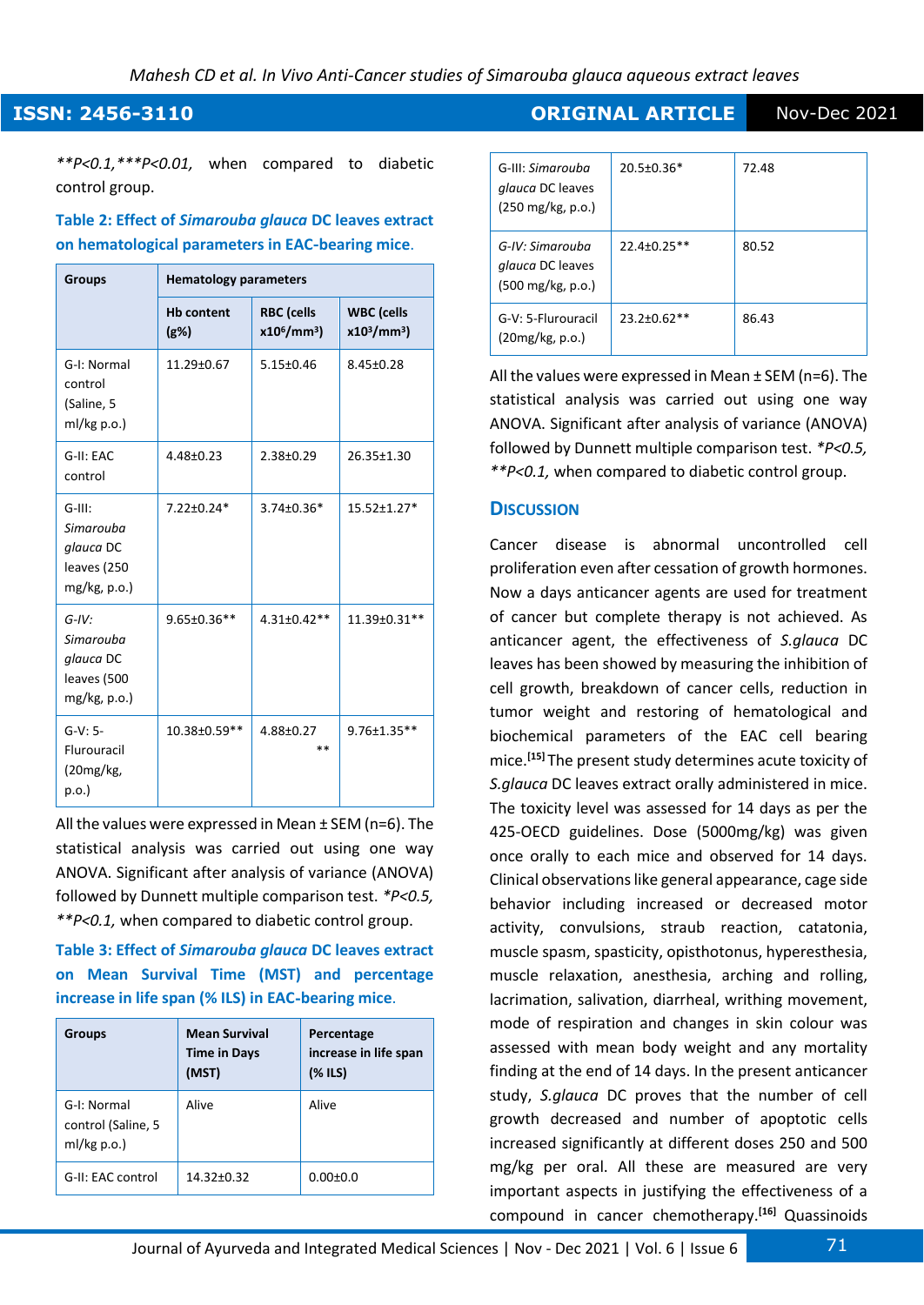*$^{**}P<0.1$, $^{***}P<0.01$,* when compared to diabetic control group.

**Table 2: Effect of *Simarouba glauca* DC leaves extract on hematological parameters in EAC-bearing mice.**

| Groups | Hematology parameters | | |
|---|---|---|---|
| | Hb content (g%) | RBC (cells $x10^6/mm^3$) | WBC (cells $x10^3/mm^3$) |
| G-I: Normal control (Saline, 5 ml/kg p.o.) | 11.29±0.67 | 5.15±0.46 | 8.45±0.28 |
| G-II: EAC control | 4.48±0.23 | 2.38±0.29 | 26.35±1.30 |
| G-III: *Simarouba glauca* DC leaves (250 mg/kg, p.o.) | 7.22±0.24* | 3.74±0.36* | 15.52±1.27* |
| *G-IV: Simarouba glauca* DC leaves (500 mg/kg, p.o.) | 9.65±0.36** | 4.31±0.42** | 11.39±0.31** |
| G-V: 5-Flurouracil (20mg/kg, p.o.) | 10.38±0.59** | 4.88±0.27 ** | 9.76±1.35** |

All the values were expressed in Mean ± SEM (n=6). The statistical analysis was carried out using one way ANOVA. Significant after analysis of variance (ANOVA) followed by Dunnett multiple comparison test. *$^{*}P<0.5$, $^{**}P<0.1$,* when compared to diabetic control group.

**Table 3: Effect of *Simarouba glauca* DC leaves extract on Mean Survival Time (MST) and percentage increase in life span (% ILS) in EAC-bearing mice.**

| Groups | Mean Survival Time in Days (MST) | Percentage increase in life span (% ILS) |
|---|---|---|
| G-I: Normal control (Saline, 5 ml/kg p.o.) | Alive | Alive |
| G-II: EAC control | 14.32±0.32 | 0.00±0.0 |
| G-III: *Simarouba glauca* DC leaves (250 mg/kg, p.o.) | 20.5±0.36* | 72.48 |
| *G-IV: Simarouba glauca* DC leaves (500 mg/kg, p.o.) | 22.4±0.25** | 80.52 |
| G-V: 5-Flurouracil (20mg/kg, p.o.) | 23.2±0.62** | 86.43 |

All the values were expressed in Mean ± SEM (n=6). The statistical analysis was carried out using one way ANOVA. Significant after analysis of variance (ANOVA) followed by Dunnett multiple comparison test. *$^{*}P<0.5$, $^{**}P<0.1$,* when compared to diabetic control group.

## Discussion

Cancer disease is abnormal uncontrolled cell proliferation even after cessation of growth hormones. Now a days anticancer agents are used for treatment of cancer but complete therapy is not achieved. As anticancer agent, the effectiveness of *S.glauca* DC leaves has been showed by measuring the inhibition of cell growth, breakdown of cancer cells, reduction in tumor weight and restoring of hematological and biochemical parameters of the EAC cell bearing mice.[15] The present study determines acute toxicity of *S.glauca* DC leaves extract orally administered in mice. The toxicity level was assessed for 14 days as per the 425-OECD guidelines. Dose (5000mg/kg) was given once orally to each mice and observed for 14 days. Clinical observations like general appearance, cage side behavior including increased or decreased motor activity, convulsions, straub reaction, catatonia, muscle spasm, spasticity, opisthotonus, hyperesthesia, muscle relaxation, anesthesia, arching and rolling, lacrimation, salivation, diarrheal, writhing movement, mode of respiration and changes in skin colour was assessed with mean body weight and any mortality finding at the end of 14 days. In the present anticancer study, *S.glauca* DC proves that the number of cell growth decreased and number of apoptotic cells increased significantly at different doses 250 and 500 mg/kg per oral. All these are measured are very important aspects in justifying the effectiveness of a compound in cancer chemotherapy.[16] Quassinoids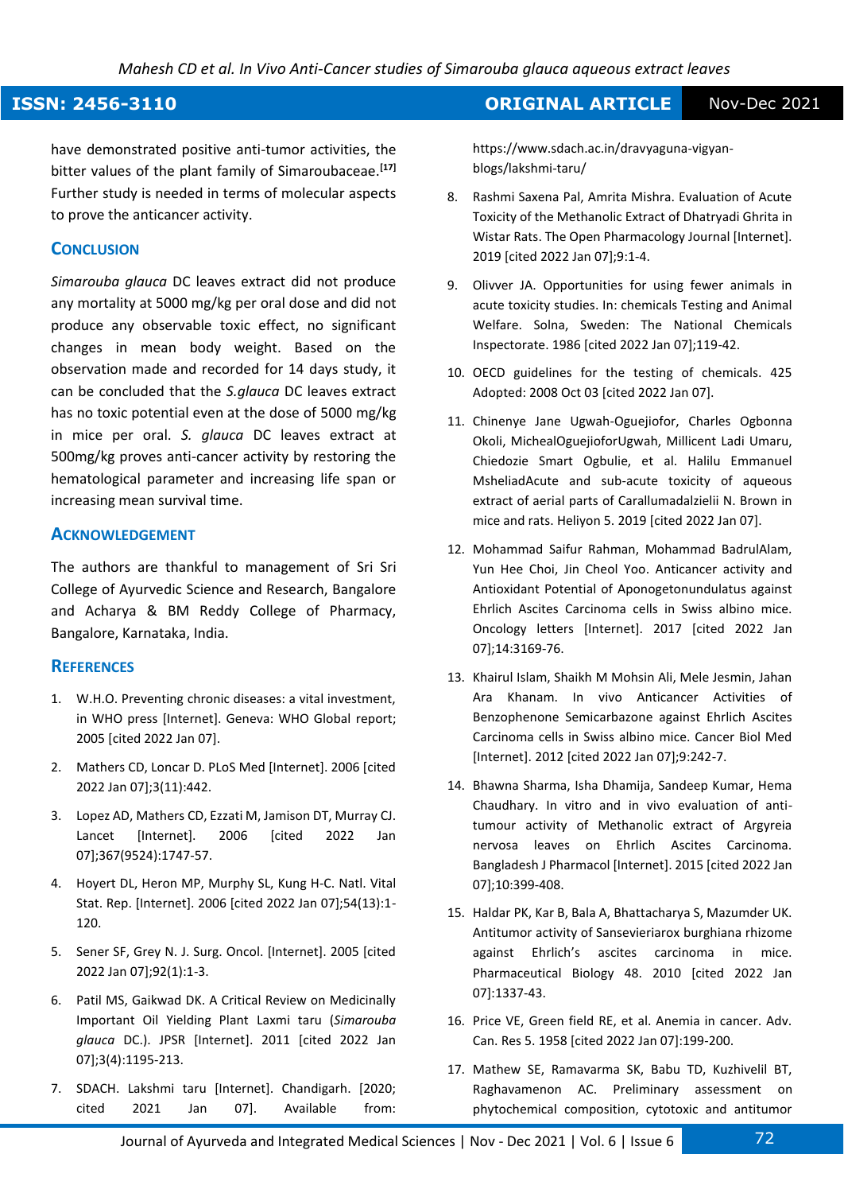have demonstrated positive anti-tumor activities, the bitter values of the plant family of Simaroubaceae.[17] Further study is needed in terms of molecular aspects to prove the anticancer activity.

## Conclusion

*Simarouba glauca* DC leaves extract did not produce any mortality at 5000 mg/kg per oral dose and did not produce any observable toxic effect, no significant changes in mean body weight. Based on the observation made and recorded for 14 days study, it can be concluded that the *S.glauca* DC leaves extract has no toxic potential even at the dose of 5000 mg/kg in mice per oral. *S. glauca* DC leaves extract at 500mg/kg proves anti-cancer activity by restoring the hematological parameter and increasing life span or increasing mean survival time.

## Acknowledgement

The authors are thankful to management of Sri Sri College of Ayurvedic Science and Research, Bangalore and Acharya & BM Reddy College of Pharmacy, Bangalore, Karnataka, India.

## References

1. W.H.O. Preventing chronic diseases: a vital investment, in WHO press [Internet]. Geneva: WHO Global report; 2005 [cited 2022 Jan 07].
2. Mathers CD, Loncar D. PLoS Med [Internet]. 2006 [cited 2022 Jan 07];3(11):442.
3. Lopez AD, Mathers CD, Ezzati M, Jamison DT, Murray CJ. Lancet [Internet]. 2006 [cited 2022 Jan 07];367(9524):1747-57.
4. Hoyert DL, Heron MP, Murphy SL, Kung H-C. Natl. Vital Stat. Rep. [Internet]. 2006 [cited 2022 Jan 07];54(13):1-120.
5. Sener SF, Grey N. J. Surg. Oncol. [Internet]. 2005 [cited 2022 Jan 07];92(1):1-3.
6. Patil MS, Gaikwad DK. A Critical Review on Medicinally Important Oil Yielding Plant Laxmi taru (*Simarouba glauca* DC.). JPSR [Internet]. 2011 [cited 2022 Jan 07];3(4):1195-213.
7. SDACH. Lakshmi taru [Internet]. Chandigarh. [2020; cited 2021 Jan 07]. Available from: https://www.sdach.ac.in/dravyaguna-vigyan-blogs/lakshmi-taru/
8. Rashmi Saxena Pal, Amrita Mishra. Evaluation of Acute Toxicity of the Methanolic Extract of Dhatryadi Ghrita in Wistar Rats. The Open Pharmacology Journal [Internet]. 2019 [cited 2022 Jan 07];9:1-4.
9. Olivver JA. Opportunities for using fewer animals in acute toxicity studies. In: chemicals Testing and Animal Welfare. Solna, Sweden: The National Chemicals Inspectorate. 1986 [cited 2022 Jan 07];119-42.
10. OECD guidelines for the testing of chemicals. 425 Adopted: 2008 Oct 03 [cited 2022 Jan 07].
11. Chinenye Jane Ugwah-Oguejiofor, Charles Ogbonna Okoli, MichealOguejioforUgwah, Millicent Ladi Umaru, Chiedozie Smart Ogbulie, et al. Halilu Emmanuel MsheliadAcute and sub-acute toxicity of aqueous extract of aerial parts of Carallumadalzielii N. Brown in mice and rats. Heliyon 5. 2019 [cited 2022 Jan 07].
12. Mohammad Saifur Rahman, Mohammad BadrulAlam, Yun Hee Choi, Jin Cheol Yoo. Anticancer activity and Antioxidant Potential of Aponogetonundulatus against Ehrlich Ascites Carcinoma cells in Swiss albino mice. Oncology letters [Internet]. 2017 [cited 2022 Jan 07];14:3169-76.
13. Khairul Islam, Shaikh M Mohsin Ali, Mele Jesmin, Jahan Ara Khanam. In vivo Anticancer Activities of Benzophenone Semicarbazone against Ehrlich Ascites Carcinoma cells in Swiss albino mice. Cancer Biol Med [Internet]. 2012 [cited 2022 Jan 07];9:242-7.
14. Bhawna Sharma, Isha Dhamija, Sandeep Kumar, Hema Chaudhary. In vitro and in vivo evaluation of anti-tumour activity of Methanolic extract of Argyreia nervosa leaves on Ehrlich Ascites Carcinoma. Bangladesh J Pharmacol [Internet]. 2015 [cited 2022 Jan 07];10:399-408.
15. Haldar PK, Kar B, Bala A, Bhattacharya S, Mazumder UK. Antitumor activity of Sansevieriarox burghiana rhizome against Ehrlich's ascites carcinoma in mice. Pharmaceutical Biology 48. 2010 [cited 2022 Jan 07]:1337-43.
16. Price VE, Green field RE, et al. Anemia in cancer. Adv. Can. Res 5. 1958 [cited 2022 Jan 07]:199-200.
17. Mathew SE, Ramavarma SK, Babu TD, Kuzhivelil BT, Raghavamenon AC. Preliminary assessment on phytochemical composition, cytotoxic and antitumor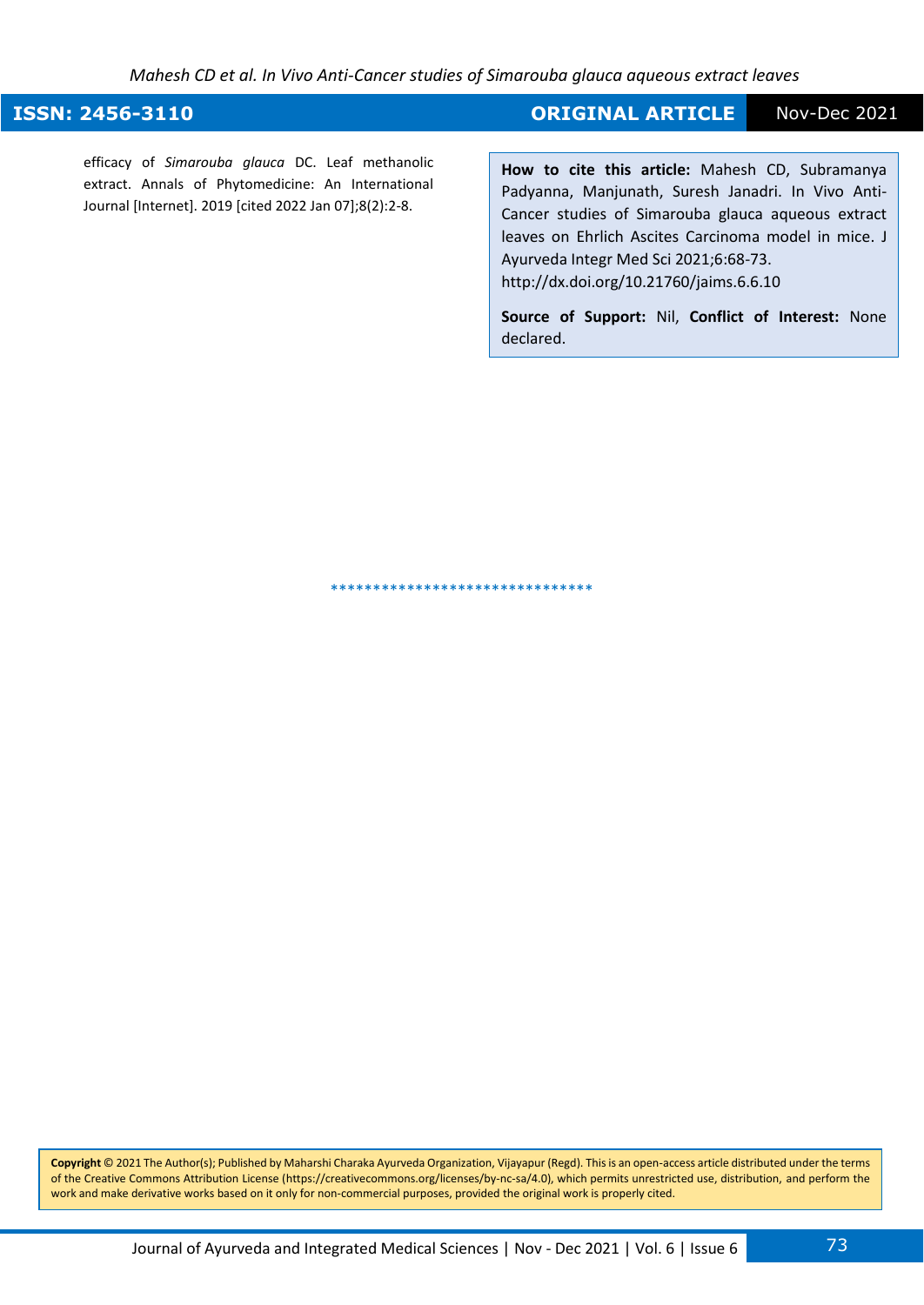efficacy of *Simarouba glauca* DC. Leaf methanolic extract. Annals of Phytomedicine: An International Journal [Internet]. 2019 [cited 2022 Jan 07];8(2):2-8.

**How to cite this article:** Mahesh CD, Subramanya Padyanna, Manjunath, Suresh Janadri. In Vivo Anti-Cancer studies of Simarouba glauca aqueous extract leaves on Ehrlich Ascites Carcinoma model in mice. J Ayurveda Integr Med Sci 2021;6:68-73. http://dx.doi.org/10.21760/jaims.6.6.10

**Source of Support:** Nil, **Conflict of Interest:** None declared.

******************************

**Copyright** © 2021 The Author(s); Published by Maharshi Charaka Ayurveda Organization, Vijayapur (Regd). This is an open-access article distributed under the terms of the Creative Commons Attribution License (https://creativecommons.org/licenses/by-nc-sa/4.0), which permits unrestricted use, distribution, and perform the work and make derivative works based on it only for non-commercial purposes, provided the original work is properly cited.